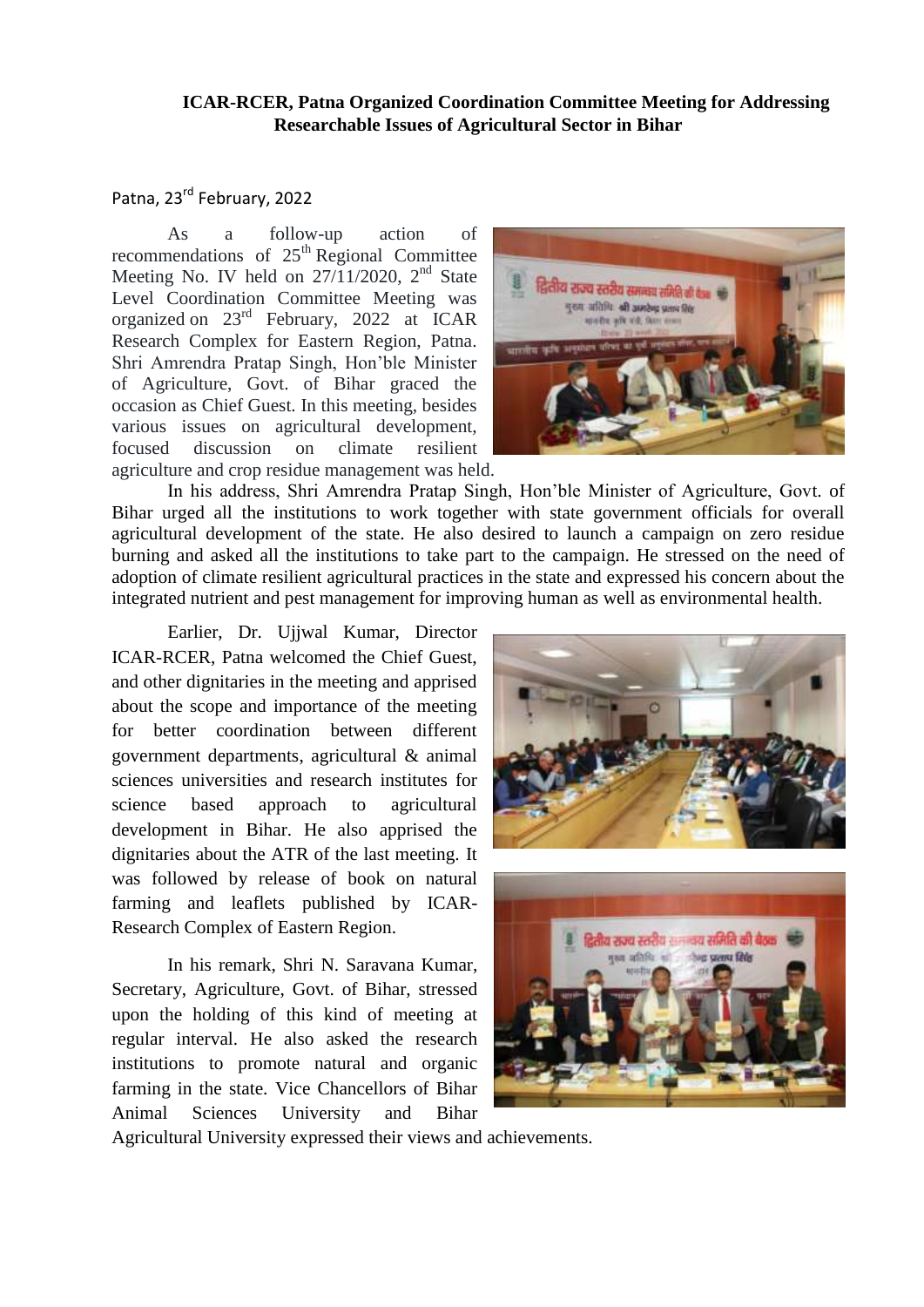**ICAR-RCER, Patna Organized Coordination Committee Meeting for Addressing Researchable Issues of Agricultural Sector in Bihar**

Patna, 23rd February, 2022

As a follow-up action of recommendations of 25th Regional Committee Meeting No. IV held on 27/11/2020, 2nd State Level Coordination Committee Meeting was organized on 23rd February, 2022 at ICAR Research Complex for Eastern Region, Patna. Shri Amrendra Pratap Singh, Hon'ble Minister of Agriculture, Govt. of Bihar graced the occasion as Chief Guest. In this meeting, besides various issues on agricultural development, focused discussion on climate resilient agriculture and crop residue management was held.

In his address, Shri Amrendra Pratap Singh, Hon'ble Minister of Agriculture, Govt. of Bihar urged all the institutions to work together with state government officials for overall agricultural development of the state. He also desired to launch a campaign on zero residue burning and asked all the institutions to take part to the campaign. He stressed on the need of adoption of climate resilient agricultural practices in the state and expressed his concern about the integrated nutrient and pest management for improving human as well as environmental health.

Earlier, Dr. Ujjwal Kumar, Director ICAR-RCER, Patna welcomed the Chief Guest, and other dignitaries in the meeting and apprised about the scope and importance of the meeting for better coordination between different government departments, agricultural & animal sciences universities and research institutes for science based approach to agricultural development in Bihar. He also apprised the dignitaries about the ATR of the last meeting. It was followed by release of book on natural farming and leaflets published by ICAR-Research Complex of Eastern Region.

In his remark, Shri N. Saravana Kumar, Secretary, Agriculture, Govt. of Bihar, stressed upon the holding of this kind of meeting at regular interval. He also asked the research institutions to promote natural and organic farming in the state. Vice Chancellors of Bihar Animal Sciences University and Bihar Agricultural University expressed their views and achievements.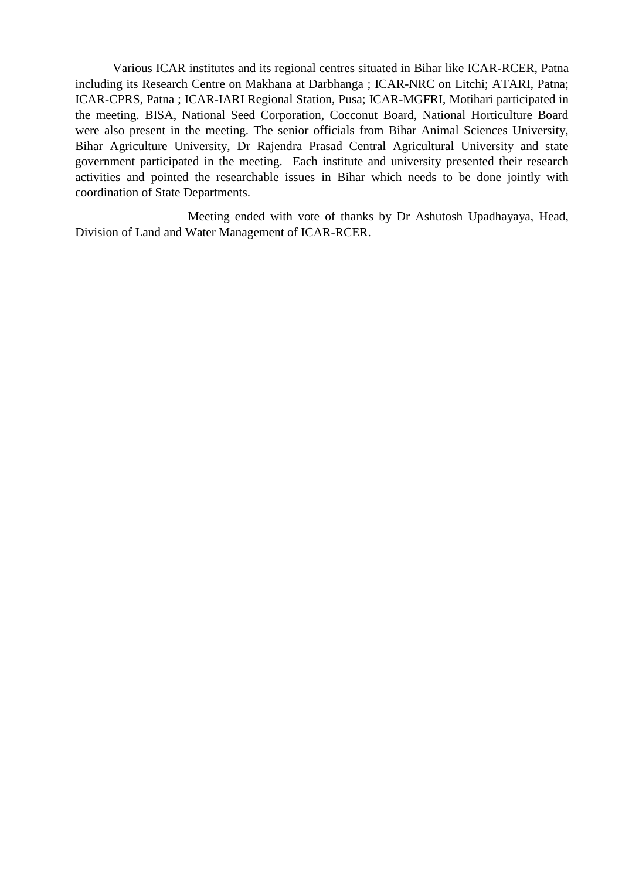Various ICAR institutes and its regional centres situated in Bihar like ICAR-RCER, Patna including its Research Centre on Makhana at Darbhanga ; ICAR-NRC on Litchi; ATARI, Patna; ICAR-CPRS, Patna ; ICAR-IARI Regional Station, Pusa; ICAR-MGFRI, Motihari participated in the meeting. BISA, National Seed Corporation, Cocconut Board, National Horticulture Board were also present in the meeting. The senior officials from Bihar Animal Sciences University, Bihar Agriculture University, Dr Rajendra Prasad Central Agricultural University and state government participated in the meeting. Each institute and university presented their research activities and pointed the researchable issues in Bihar which needs to be done jointly with coordination of State Departments.

Meeting ended with vote of thanks by Dr Ashutosh Upadhayaya, Head, Division of Land and Water Management of ICAR-RCER.